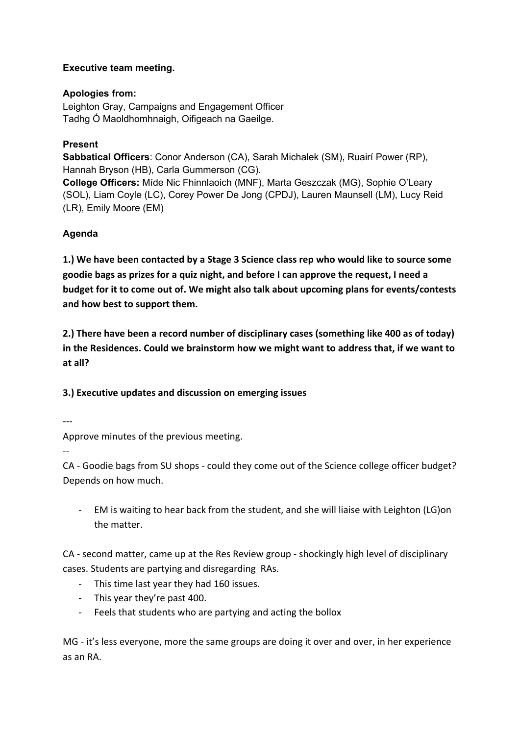**Executive team meeting.**

**Apologies from:**
Leighton Gray, Campaigns and Engagement Officer
Tadhg Ó Maoldhomhnaigh, Oifigeach na Gaeilge.

**Present**
**Sabbatical Officers**: Conor Anderson (CA), Sarah Michalek (SM), Ruairí Power (RP), Hannah Bryson (HB), Carla Gummerson (CG).
**College Officers:** Míde Nic Fhinnlaoich (MNF), Marta Geszczak (MG), Sophie O'Leary (SOL), Liam Coyle (LC), Corey Power De Jong (CPDJ), Lauren Maunsell (LM), Lucy Reid (LR), Emily Moore (EM)

**Agenda**

**1.) We have been contacted by a Stage 3 Science class rep who would like to source some goodie bags as prizes for a quiz night, and before I can approve the request, I need a budget for it to come out of. We might also talk about upcoming plans for events/contests and how best to support them.**

**2.) There have been a record number of disciplinary cases (something like 400 as of today) in the Residences. Could we brainstorm how we might want to address that, if we want to at all?**

**3.) Executive updates and discussion on emerging issues**

---

Approve minutes of the previous meeting.

--

CA - Goodie bags from SU shops - could they come out of the Science college officer budget? Depends on how much.

- EM is waiting to hear back from the student, and she will liaise with Leighton (LG)on the matter.

CA - second matter, came up at the Res Review group - shockingly high level of disciplinary cases. Students are partying and disregarding RAs.

- This time last year they had 160 issues.
- This year they're past 400.
- Feels that students who are partying and acting the bollox

MG - it's less everyone, more the same groups are doing it over and over, in her experience as an RA.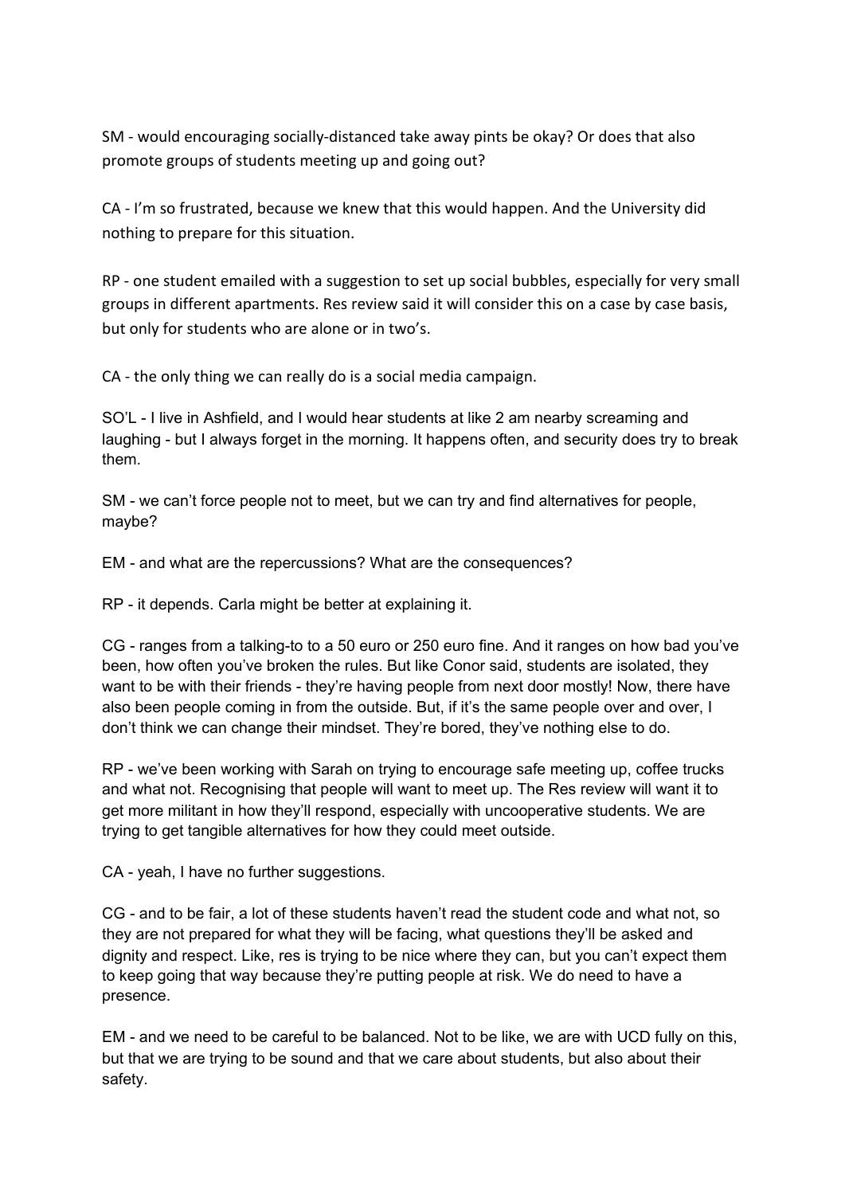SM - would encouraging socially-distanced take away pints be okay? Or does that also promote groups of students meeting up and going out?

CA - I'm so frustrated, because we knew that this would happen. And the University did nothing to prepare for this situation.

RP - one student emailed with a suggestion to set up social bubbles, especially for very small groups in different apartments. Res review said it will consider this on a case by case basis, but only for students who are alone or in two's.

CA - the only thing we can really do is a social media campaign.

SO'L - I live in Ashfield, and I would hear students at like 2 am nearby screaming and laughing - but I always forget in the morning. It happens often, and security does try to break them.

SM - we can't force people not to meet, but we can try and find alternatives for people, maybe?

EM - and what are the repercussions? What are the consequences?

RP - it depends. Carla might be better at explaining it.

CG - ranges from a talking-to to a 50 euro or 250 euro fine. And it ranges on how bad you've been, how often you've broken the rules. But like Conor said, students are isolated, they want to be with their friends - they're having people from next door mostly! Now, there have also been people coming in from the outside. But, if it's the same people over and over, I don't think we can change their mindset. They're bored, they've nothing else to do.

RP - we've been working with Sarah on trying to encourage safe meeting up, coffee trucks and what not. Recognising that people will want to meet up. The Res review will want it to get more militant in how they'll respond, especially with uncooperative students. We are trying to get tangible alternatives for how they could meet outside.

CA - yeah, I have no further suggestions.

CG - and to be fair, a lot of these students haven't read the student code and what not, so they are not prepared for what they will be facing, what questions they'll be asked and dignity and respect. Like, res is trying to be nice where they can, but you can't expect them to keep going that way because they're putting people at risk. We do need to have a presence.

EM - and we need to be careful to be balanced. Not to be like, we are with UCD fully on this, but that we are trying to be sound and that we care about students, but also about their safety.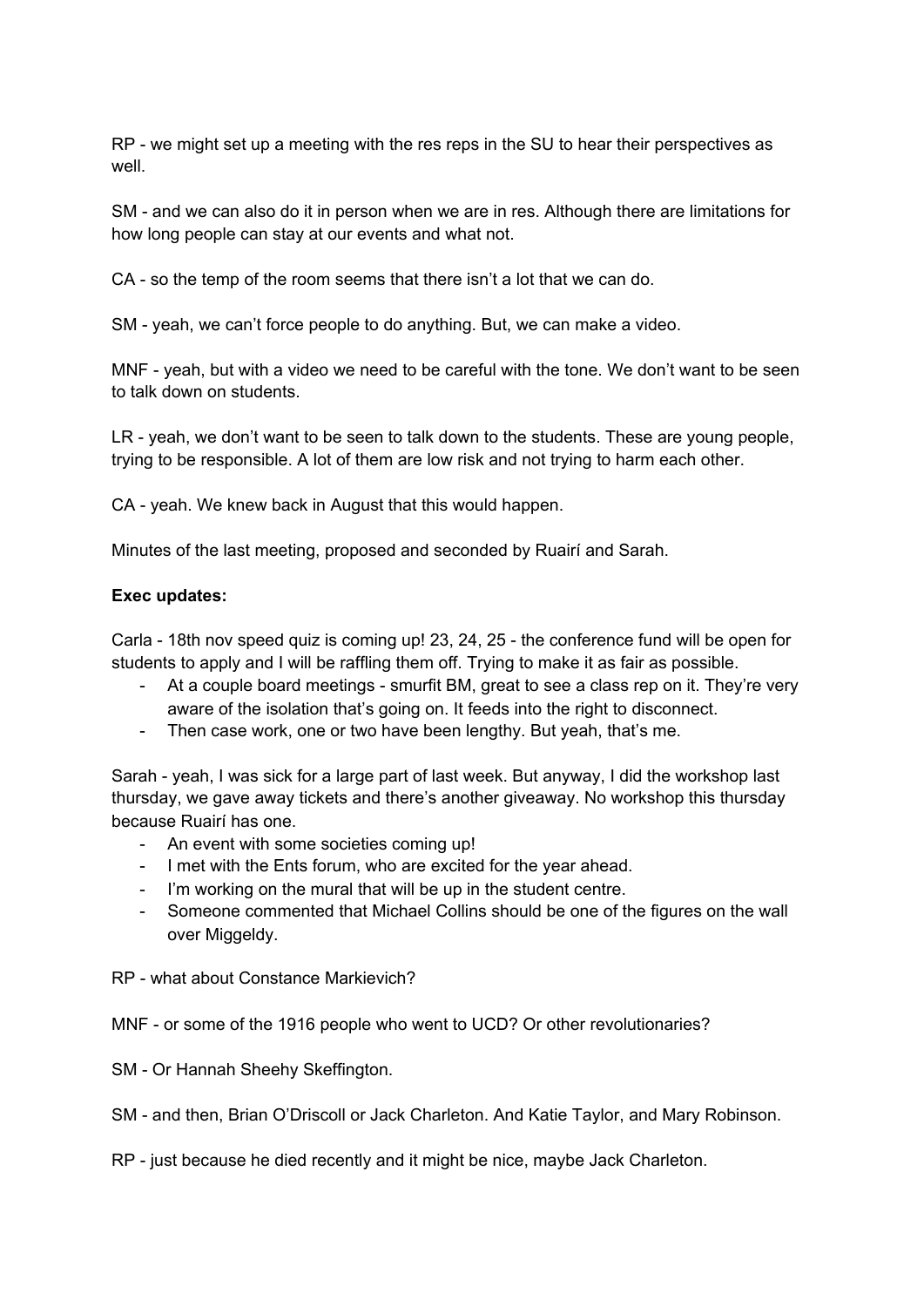RP - we might set up a meeting with the res reps in the SU to hear their perspectives as well.

SM - and we can also do it in person when we are in res. Although there are limitations for how long people can stay at our events and what not.

CA - so the temp of the room seems that there isn't a lot that we can do.

SM - yeah, we can't force people to do anything. But, we can make a video.

MNF - yeah, but with a video we need to be careful with the tone. We don't want to be seen to talk down on students.

LR - yeah, we don't want to be seen to talk down to the students. These are young people, trying to be responsible. A lot of them are low risk and not trying to harm each other.

CA - yeah. We knew back in August that this would happen.

Minutes of the last meeting, proposed and seconded by Ruairí and Sarah.

**Exec updates:**

Carla - 18th nov speed quiz is coming up! 23, 24, 25 - the conference fund will be open for students to apply and I will be raffling them off. Trying to make it as fair as possible.

- At a couple board meetings - smurfit BM, great to see a class rep on it. They're very aware of the isolation that's going on. It feeds into the right to disconnect.
- Then case work, one or two have been lengthy. But yeah, that's me.

Sarah - yeah, I was sick for a large part of last week. But anyway, I did the workshop last thursday, we gave away tickets and there's another giveaway. No workshop this thursday because Ruairí has one.

- An event with some societies coming up!
- I met with the Ents forum, who are excited for the year ahead.
- I'm working on the mural that will be up in the student centre.
- Someone commented that Michael Collins should be one of the figures on the wall over Miggeldy.

RP - what about Constance Markievich?

MNF - or some of the 1916 people who went to UCD? Or other revolutionaries?

SM - Or Hannah Sheehy Skeffington.

SM - and then, Brian O'Driscoll or Jack Charleton. And Katie Taylor, and Mary Robinson.

RP - just because he died recently and it might be nice, maybe Jack Charleton.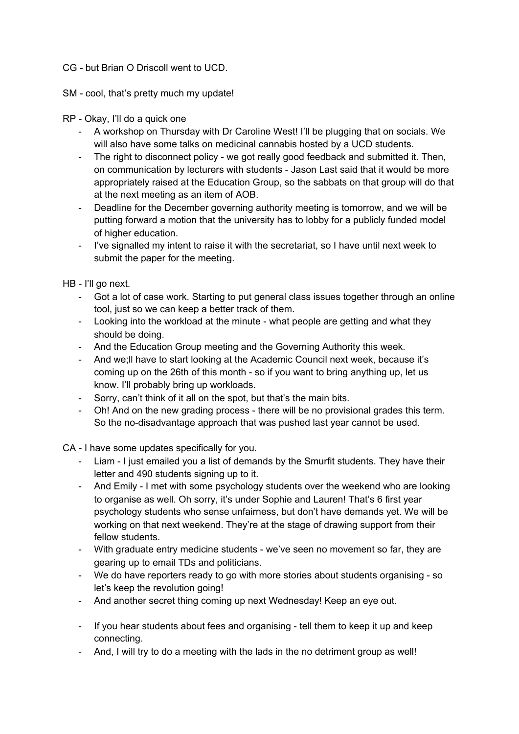CG - but Brian O Driscoll went to UCD.

SM - cool, that's pretty much my update!

RP - Okay, I'll do a quick one

- A workshop on Thursday with Dr Caroline West! I'll be plugging that on socials. We will also have some talks on medicinal cannabis hosted by a UCD students.
- The right to disconnect policy - we got really good feedback and submitted it. Then, on communication by lecturers with students - Jason Last said that it would be more appropriately raised at the Education Group, so the sabbats on that group will do that at the next meeting as an item of AOB.
- Deadline for the December governing authority meeting is tomorrow, and we will be putting forward a motion that the university has to lobby for a publicly funded model of higher education.
- I've signalled my intent to raise it with the secretariat, so I have until next week to submit the paper for the meeting.

HB - I'll go next.

- Got a lot of case work. Starting to put general class issues together through an online tool, just so we can keep a better track of them.
- Looking into the workload at the minute - what people are getting and what they should be doing.
- And the Education Group meeting and the Governing Authority this week.
- And we;ll have to start looking at the Academic Council next week, because it's coming up on the 26th of this month - so if you want to bring anything up, let us know. I'll probably bring up workloads.
- Sorry, can't think of it all on the spot, but that's the main bits.
- Oh! And on the new grading process - there will be no provisional grades this term. So the no-disadvantage approach that was pushed last year cannot be used.

CA - I have some updates specifically for you.

- Liam - I just emailed you a list of demands by the Smurfit students. They have their letter and 490 students signing up to it.
- And Emily - I met with some psychology students over the weekend who are looking to organise as well. Oh sorry, it's under Sophie and Lauren! That's 6 first year psychology students who sense unfairness, but don't have demands yet. We will be working on that next weekend. They're at the stage of drawing support from their fellow students.
- With graduate entry medicine students - we've seen no movement so far, they are gearing up to email TDs and politicians.
- We do have reporters ready to go with more stories about students organising - so let's keep the revolution going!
- And another secret thing coming up next Wednesday! Keep an eye out.

- If you hear students about fees and organising - tell them to keep it up and keep connecting.
- And, I will try to do a meeting with the lads in the no detriment group as well!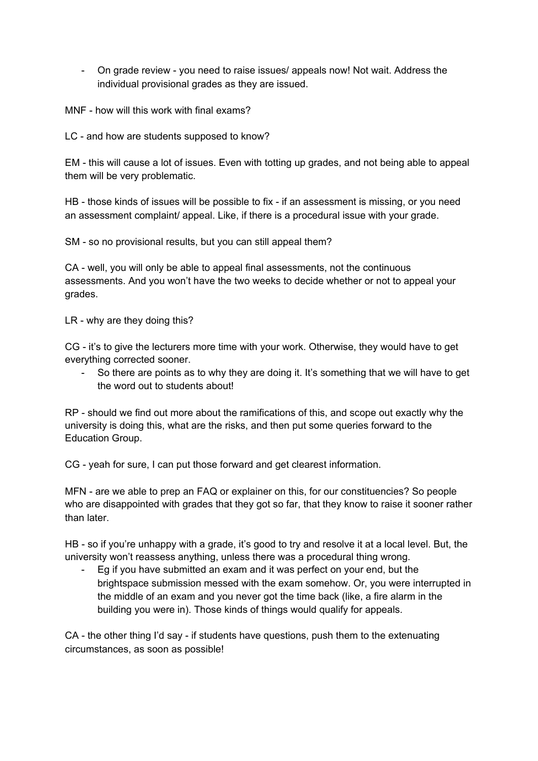- On grade review - you need to raise issues/ appeals now! Not wait. Address the individual provisional grades as they are issued.

MNF - how will this work with final exams?

LC - and how are students supposed to know?

EM - this will cause a lot of issues. Even with totting up grades, and not being able to appeal them will be very problematic.

HB - those kinds of issues will be possible to fix - if an assessment is missing, or you need an assessment complaint/ appeal. Like, if there is a procedural issue with your grade.

SM - so no provisional results, but you can still appeal them?

CA - well, you will only be able to appeal final assessments, not the continuous assessments. And you won't have the two weeks to decide whether or not to appeal your grades.

LR - why are they doing this?

CG - it's to give the lecturers more time with your work. Otherwise, they would have to get everything corrected sooner.

- So there are points as to why they are doing it. It's something that we will have to get the word out to students about!

RP - should we find out more about the ramifications of this, and scope out exactly why the university is doing this, what are the risks, and then put some queries forward to the Education Group.

CG - yeah for sure, I can put those forward and get clearest information.

MFN - are we able to prep an FAQ or explainer on this, for our constituencies? So people who are disappointed with grades that they got so far, that they know to raise it sooner rather than later.

HB - so if you're unhappy with a grade, it's good to try and resolve it at a local level. But, the university won't reassess anything, unless there was a procedural thing wrong.

- Eg if you have submitted an exam and it was perfect on your end, but the brightspace submission messed with the exam somehow. Or, you were interrupted in the middle of an exam and you never got the time back (like, a fire alarm in the building you were in). Those kinds of things would qualify for appeals.

CA - the other thing I'd say - if students have questions, push them to the extenuating circumstances, as soon as possible!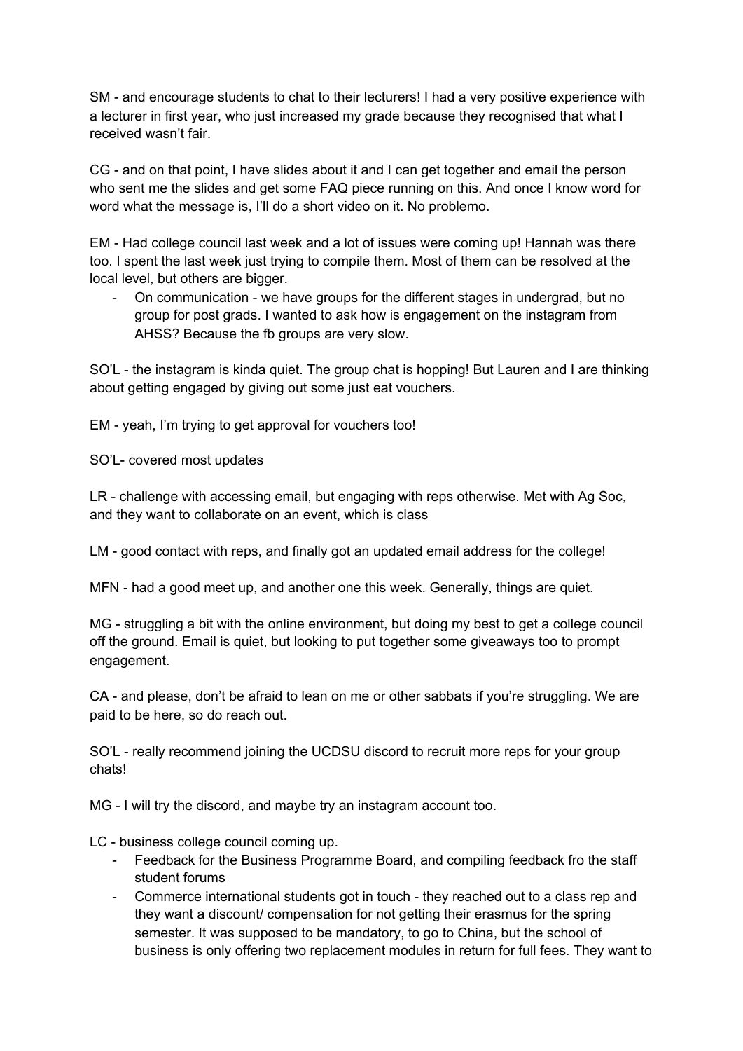SM - and encourage students to chat to their lecturers! I had a very positive experience with a lecturer in first year, who just increased my grade because they recognised that what I received wasn't fair.

CG - and on that point, I have slides about it and I can get together and email the person who sent me the slides and get some FAQ piece running on this. And once I know word for word what the message is, I'll do a short video on it. No problemo.

EM - Had college council last week and a lot of issues were coming up! Hannah was there too. I spent the last week just trying to compile them. Most of them can be resolved at the local level, but others are bigger.

- On communication - we have groups for the different stages in undergrad, but no group for post grads. I wanted to ask how is engagement on the instagram from AHSS? Because the fb groups are very slow.

SO'L - the instagram is kinda quiet. The group chat is hopping! But Lauren and I are thinking about getting engaged by giving out some just eat vouchers.

EM - yeah, I'm trying to get approval for vouchers too!

SO'L- covered most updates

LR - challenge with accessing email, but engaging with reps otherwise. Met with Ag Soc, and they want to collaborate on an event, which is class

LM - good contact with reps, and finally got an updated email address for the college!

MFN - had a good meet up, and another one this week. Generally, things are quiet.

MG - struggling a bit with the online environment, but doing my best to get a college council off the ground. Email is quiet, but looking to put together some giveaways too to prompt engagement.

CA - and please, don't be afraid to lean on me or other sabbats if you're struggling. We are paid to be here, so do reach out.

SO'L - really recommend joining the UCDSU discord to recruit more reps for your group chats!

MG - I will try the discord, and maybe try an instagram account too.

LC - business college council coming up.

- Feedback for the Business Programme Board, and compiling feedback fro the staff student forums
- Commerce international students got in touch - they reached out to a class rep and they want a discount/ compensation for not getting their erasmus for the spring semester. It was supposed to be mandatory, to go to China, but the school of business is only offering two replacement modules in return for full fees. They want to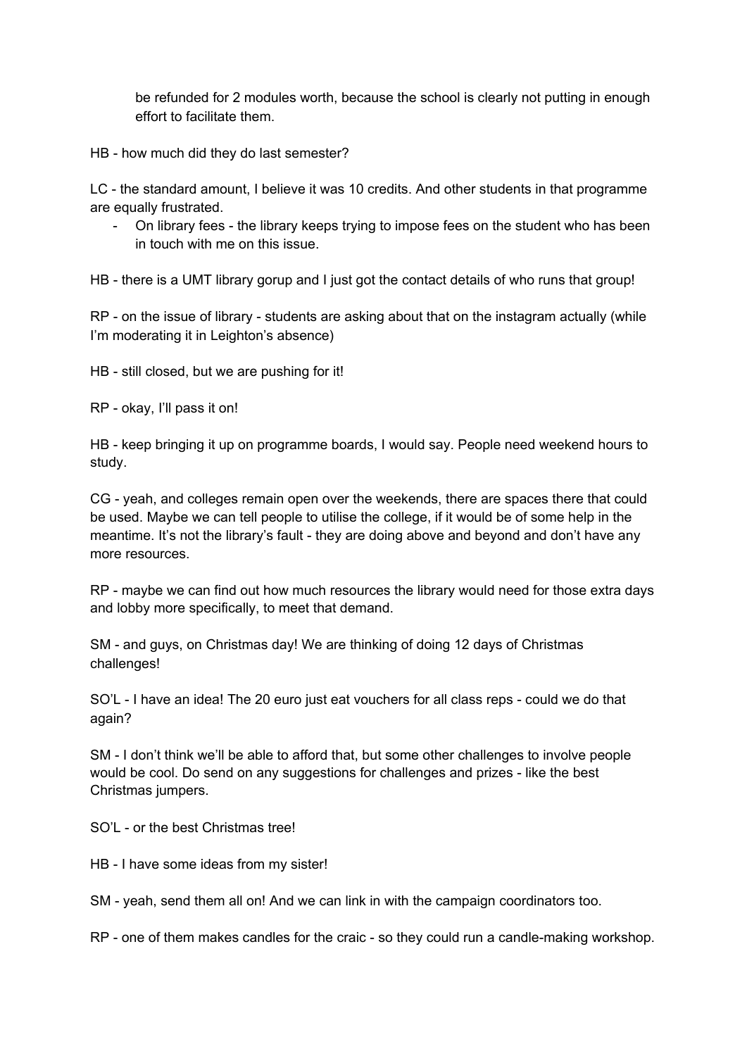be refunded for 2 modules worth, because the school is clearly not putting in enough effort to facilitate them.

HB - how much did they do last semester?

LC - the standard amount, I believe it was 10 credits. And other students in that programme are equally frustrated.

- On library fees - the library keeps trying to impose fees on the student who has been in touch with me on this issue.

HB - there is a UMT library gorup and I just got the contact details of who runs that group!

RP - on the issue of library - students are asking about that on the instagram actually (while I'm moderating it in Leighton's absence)

HB - still closed, but we are pushing for it!

RP - okay, I'll pass it on!

HB - keep bringing it up on programme boards, I would say. People need weekend hours to study.

CG - yeah, and colleges remain open over the weekends, there are spaces there that could be used. Maybe we can tell people to utilise the college, if it would be of some help in the meantime. It's not the library's fault - they are doing above and beyond and don't have any more resources.

RP - maybe we can find out how much resources the library would need for those extra days and lobby more specifically, to meet that demand.

SM - and guys, on Christmas day! We are thinking of doing 12 days of Christmas challenges!

SO'L - I have an idea! The 20 euro just eat vouchers for all class reps - could we do that again?

SM - I don't think we'll be able to afford that, but some other challenges to involve people would be cool. Do send on any suggestions for challenges and prizes - like the best Christmas jumpers.

SO'L - or the best Christmas tree!

HB - I have some ideas from my sister!

SM - yeah, send them all on! And we can link in with the campaign coordinators too.

RP - one of them makes candles for the craic - so they could run a candle-making workshop.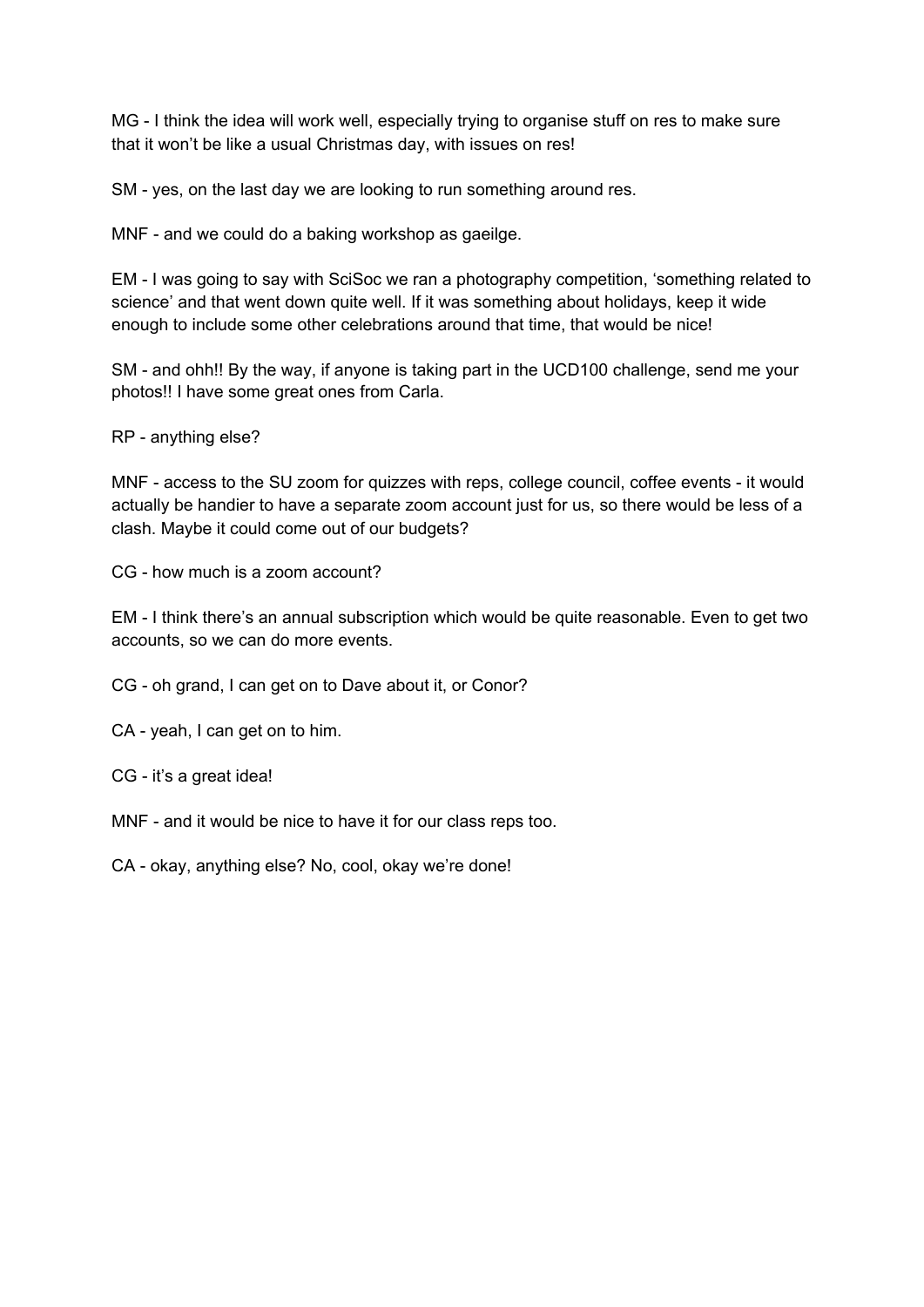MG - I think the idea will work well, especially trying to organise stuff on res to make sure that it won't be like a usual Christmas day, with issues on res!

SM - yes, on the last day we are looking to run something around res.

MNF - and we could do a baking workshop as gaeilge.

EM - I was going to say with SciSoc we ran a photography competition, 'something related to science' and that went down quite well. If it was something about holidays, keep it wide enough to include some other celebrations around that time, that would be nice!

SM - and ohh!! By the way, if anyone is taking part in the UCD100 challenge, send me your photos!! I have some great ones from Carla.

RP - anything else?

MNF - access to the SU zoom for quizzes with reps, college council, coffee events - it would actually be handier to have a separate zoom account just for us, so there would be less of a clash. Maybe it could come out of our budgets?

CG - how much is a zoom account?

EM - I think there's an annual subscription which would be quite reasonable. Even to get two accounts, so we can do more events.

CG - oh grand, I can get on to Dave about it, or Conor?

CA - yeah, I can get on to him.

CG - it's a great idea!

MNF - and it would be nice to have it for our class reps too.

CA - okay, anything else? No, cool, okay we're done!